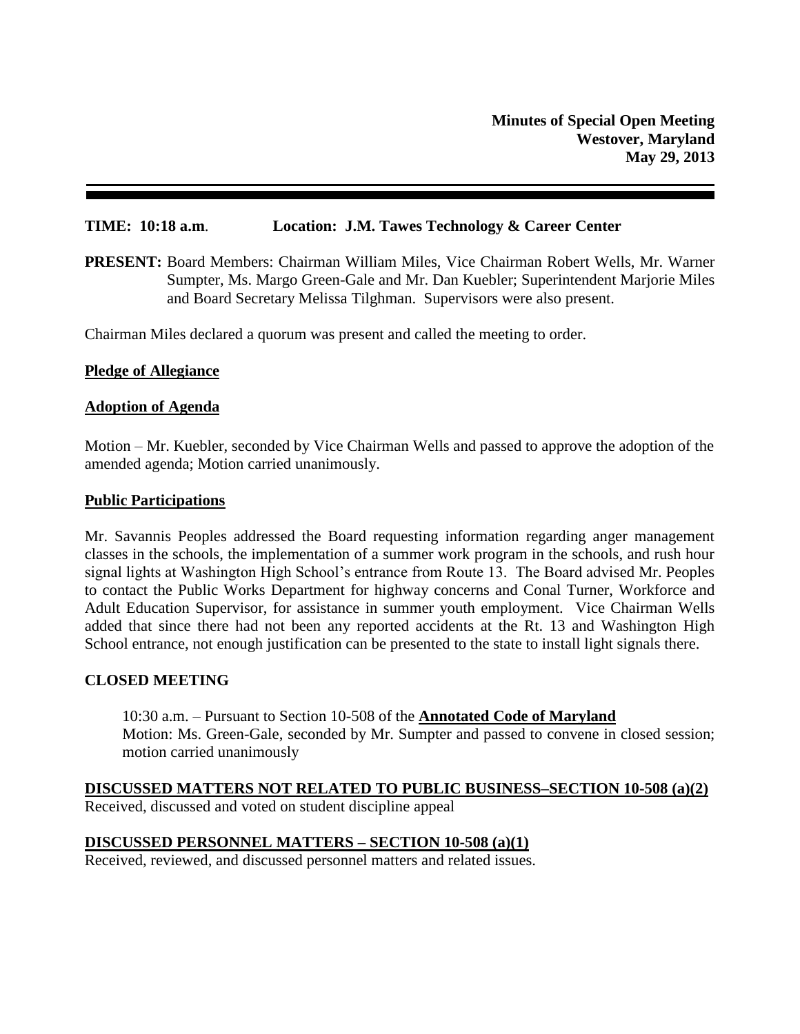**Minutes of Special Open Meeting**
**Westover, Maryland**
**May 29, 2013**

---

**TIME: 10:18 a.m.** **Location: J.M. Tawes Technology & Career Center**

**PRESENT:** Board Members: Chairman William Miles, Vice Chairman Robert Wells, Mr. Warner Sumpter, Ms. Margo Green-Gale and Mr. Dan Kuebler; Superintendent Marjorie Miles and Board Secretary Melissa Tilghman. Supervisors were also present.

Chairman Miles declared a quorum was present and called the meeting to order.

**Pledge of Allegiance**

**Adoption of Agenda**

Motion – Mr. Kuebler, seconded by Vice Chairman Wells and passed to approve the adoption of the amended agenda; Motion carried unanimously.

**Public Participations**

Mr. Savannis Peoples addressed the Board requesting information regarding anger management classes in the schools, the implementation of a summer work program in the schools, and rush hour signal lights at Washington High School's entrance from Route 13. The Board advised Mr. Peoples to contact the Public Works Department for highway concerns and Conal Turner, Workforce and Adult Education Supervisor, for assistance in summer youth employment. Vice Chairman Wells added that since there had not been any reported accidents at the Rt. 13 and Washington High School entrance, not enough justification can be presented to the state to install light signals there.

**CLOSED MEETING**

10:30 a.m. – Pursuant to Section 10-508 of the **Annotated Code of Maryland**
Motion: Ms. Green-Gale, seconded by Mr. Sumpter and passed to convene in closed session; motion carried unanimously

**DISCUSSED MATTERS NOT RELATED TO PUBLIC BUSINESS–SECTION 10-508 (a)(2)**
Received, discussed and voted on student discipline appeal

**DISCUSSED PERSONNEL MATTERS – SECTION 10-508 (a)(1)**
Received, reviewed, and discussed personnel matters and related issues.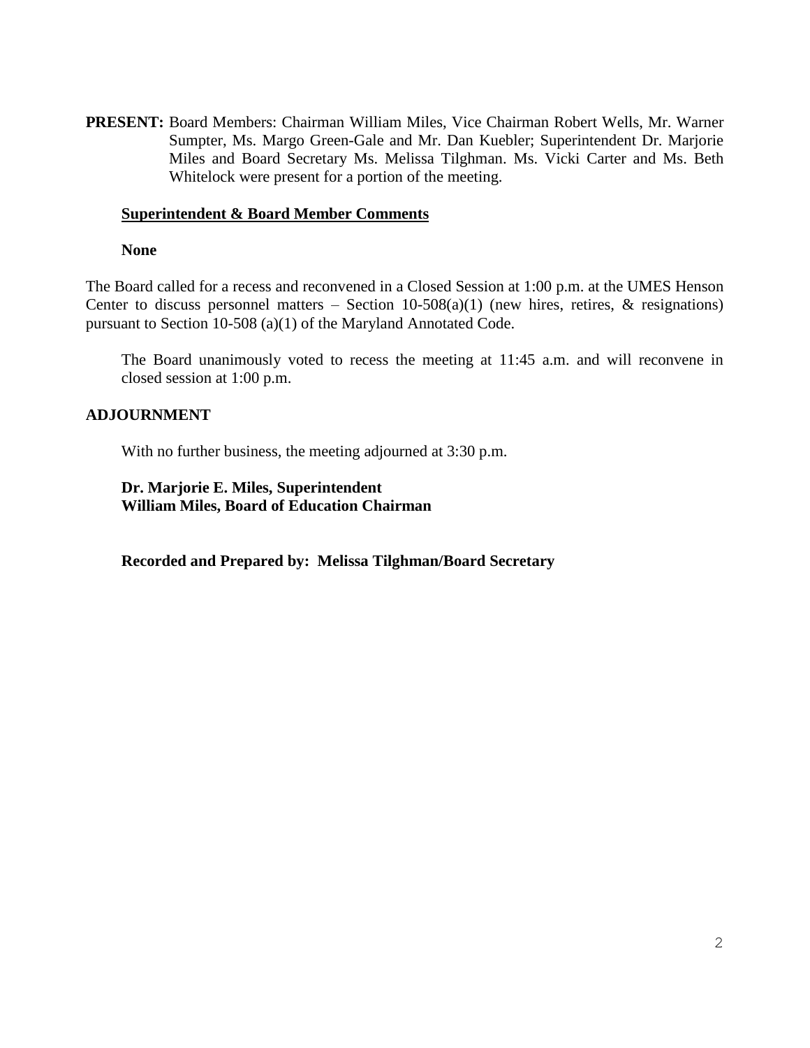**PRESENT:** Board Members: Chairman William Miles, Vice Chairman Robert Wells, Mr. Warner Sumpter, Ms. Margo Green-Gale and Mr. Dan Kuebler; Superintendent Dr. Marjorie Miles and Board Secretary Ms. Melissa Tilghman. Ms. Vicki Carter and Ms. Beth Whitelock were present for a portion of the meeting.

**Superintendent & Board Member Comments**

**None**

The Board called for a recess and reconvened in a Closed Session at 1:00 p.m. at the UMES Henson Center to discuss personnel matters – Section 10-508(a)(1) (new hires, retires, & resignations) pursuant to Section 10-508 (a)(1) of the Maryland Annotated Code.

The Board unanimously voted to recess the meeting at 11:45 a.m. and will reconvene in closed session at 1:00 p.m.

**ADJOURNMENT**

With no further business, the meeting adjourned at 3:30 p.m.

**Dr. Marjorie E. Miles, Superintendent**
**William Miles, Board of Education Chairman**

**Recorded and Prepared by: Melissa Tilghman/Board Secretary**